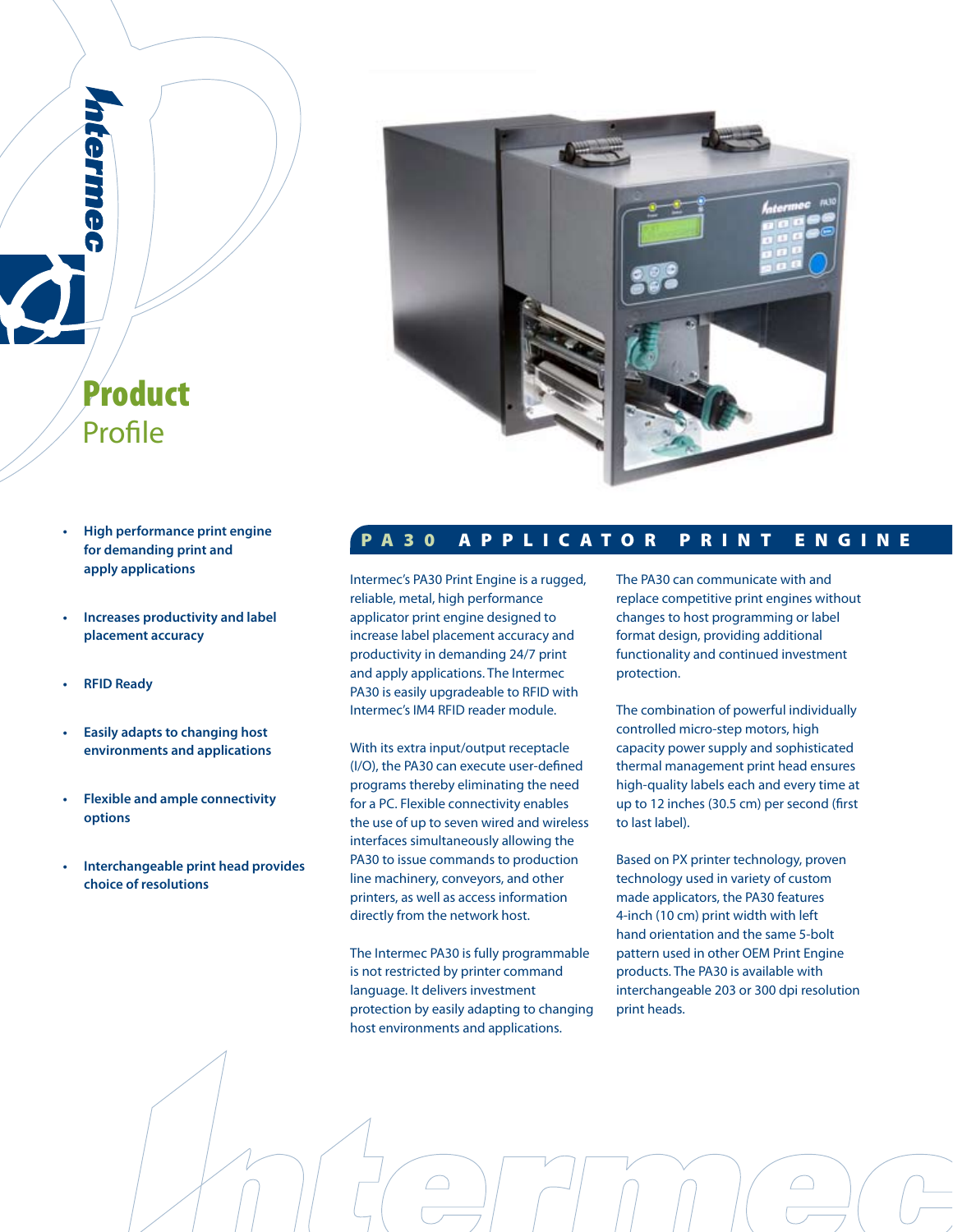# Product Profile

- High performance print engine for demanding print and apply applications
- Increases productivity and label placement accuracy
- RFID Ready
- Easily adapts to changing host environments and applications
- Flexible and ample connectivity options
- Interchangeable print head provides choice of resolutions

## PA30 APPLICATOR PRINT ENGINE

Intermec's PA30 Print Engine is a rugged, reliable, metal, high performance applicator print engine designed to increase label placement accuracy and productivity in demanding 24/7 print and apply applications. The Intermec PA30 is easily upgradeable to RFID with Intermec's IM4 RFID reader module.

With its extra input/output receptacle (I/O), the PA30 can execute user-defined programs thereby eliminating the need for a PC. Flexible connectivity enables the use of up to seven wired and wireless interfaces simultaneously allowing the PA30 to issue commands to production line machinery, conveyors, and other printers, as well as access information directly from the network host.

The Intermec PA30 is fully programmable is not restricted by printer command language. It delivers investment protection by easily adapting to changing host environments and applications.

The PA30 can communicate with and replace competitive print engines without changes to host programming or label format design, providing additional functionality and continued investment protection.

The combination of powerful individually controlled micro-step motors, high capacity power supply and sophisticated thermal management print head ensures high-quality labels each and every time at up to 12 inches (30.5 cm) per second (first to last label).

Based on PX printer technology, proven technology used in variety of custom made applicators, the PA30 features 4-inch (10 cm) print width with left hand orientation and the same 5-bolt pattern used in other OEM Print Engine products. The PA30 is available with interchangeable 203 or 300 dpi resolution print heads.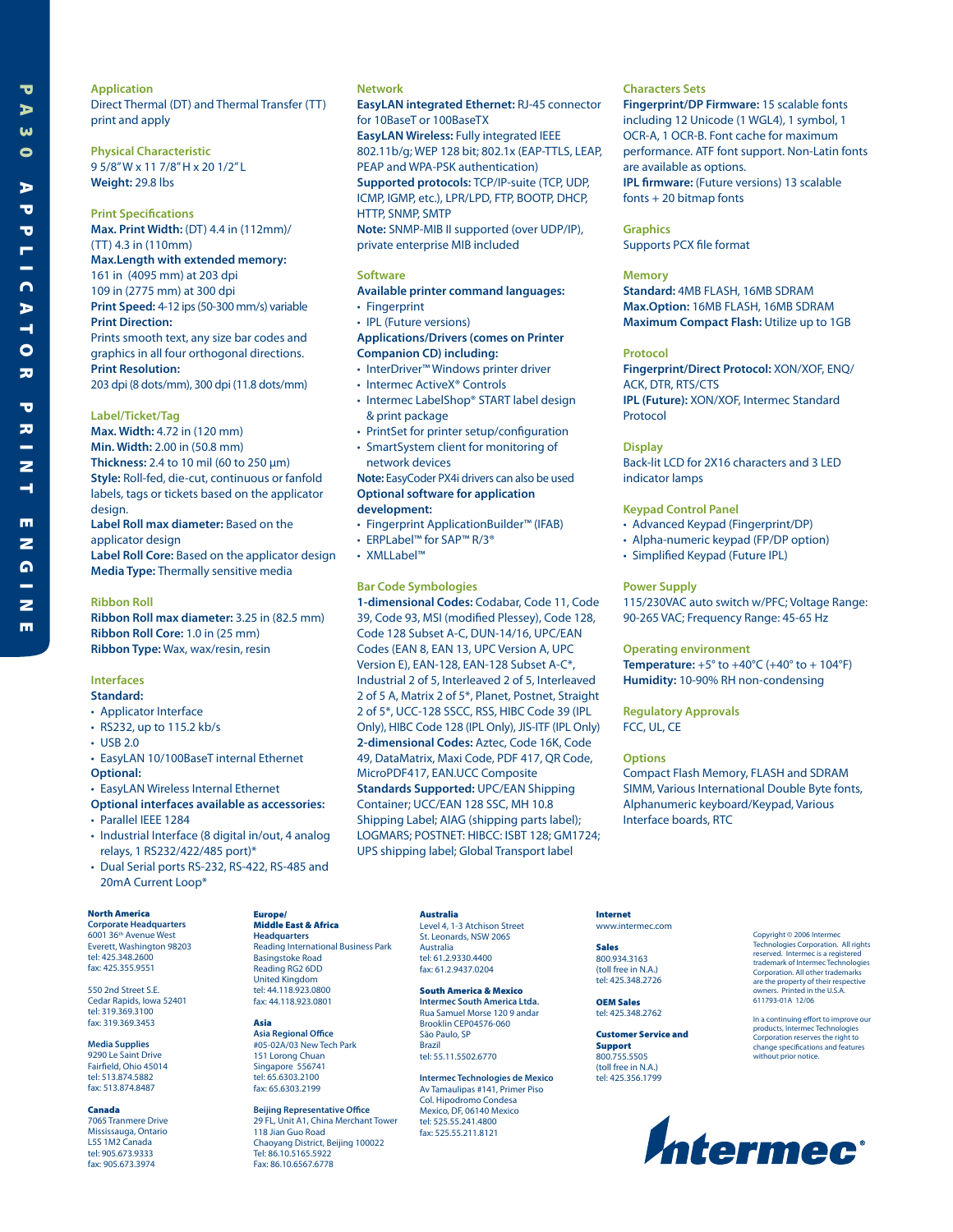### Application
Direct Thermal (DT) and Thermal Transfer (TT) print and apply

### Physical Characteristic
9 5/8" W x 11 7/8" H x 20 1/2" L
**Weight:** 29.8 lbs

### Print Specifications
**Max. Print Width:** (DT) 4.4 in (112mm)/ (TT) 4.3 in (110mm)
**Max.Length with extended memory:**
161 in (4095 mm) at 203 dpi
109 in (2775 mm) at 300 dpi
**Print Speed:** 4-12 ips (50-300 mm/s) variable
**Print Direction:**
Prints smooth text, any size bar codes and graphics in all four orthogonal directions.
**Print Resolution:**
203 dpi (8 dots/mm), 300 dpi (11.8 dots/mm)

### Label/Ticket/Tag
**Max. Width:** 4.72 in (120 mm)
**Min. Width:** 2.00 in (50.8 mm)
**Thickness:** 2.4 to 10 mil (60 to 250 µm)
**Style:** Roll-fed, die-cut, continuous or fanfold labels, tags or tickets based on the applicator design.
**Label Roll max diameter:** Based on the applicator design
**Label Roll Core:** Based on the applicator design
**Media Type:** Thermally sensitive media

### Ribbon Roll
**Ribbon Roll max diameter:** 3.25 in (82.5 mm)
**Ribbon Roll Core:** 1.0 in (25 mm)
**Ribbon Type:** Wax, wax/resin, resin

### Interfaces
**Standard:**
- Applicator Interface
- RS232, up to 115.2 kb/s
- USB 2.0
- EasyLAN 10/100BaseT internal Ethernet

**Optional:**
- EasyLAN Wireless Internal Ethernet

**Optional interfaces available as accessories:**
- Parallel IEEE 1284
- Industrial Interface (8 digital in/out, 4 analog relays, 1 RS232/422/485 port)*
- Dual Serial ports RS-232, RS-422, RS-485 and 20mA Current Loop*

### Network
**EasyLAN integrated Ethernet:** RJ-45 connector for 10BaseT or 100BaseTX
**EasyLAN Wireless:** Fully integrated IEEE 802.11b/g; WEP 128 bit; 802.1x (EAP-TTLS, LEAP, PEAP and WPA-PSK authentication)
**Supported protocols:** TCP/IP-suite (TCP, UDP, ICMP, IGMP, etc.), LPR/LPD, FTP, BOOTP, DHCP, HTTP, SNMP, SMTP
**Note:** SNMP-MIB II supported (over UDP/IP), private enterprise MIB included

### Software
**Available printer command languages:**
- Fingerprint
- IPL (Future versions)

**Applications/Drivers (comes on Printer Companion CD) including:**
- InterDriver™ Windows printer driver
- Intermec ActiveX® Controls
- Intermec LabelShop® START label design & print package
- PrintSet for printer setup/configuration
- SmartSystem client for monitoring of network devices

**Note:** EasyCoder PX4i drivers can also be used
**Optional software for application development:**
- Fingerprint ApplicationBuilder™ (IFAB)
- ERPLabel™ for SAP™ R/3®
- XMLLabel™

### Bar Code Symbologies
**1-dimensional Codes:** Codabar, Code 11, Code 39, Code 93, MSI (modified Plessey), Code 128, Code 128 Subset A-C, DUN-14/16, UPC/EAN Codes (EAN 8, EAN 13, UPC Version A, UPC Version E), EAN-128, EAN-128 Subset A-C*, Industrial 2 of 5, Interleaved 2 of 5, Interleaved 2 of 5 A, Matrix 2 of 5*, Planet, Postnet, Straight 2 of 5*, UCC-128 SSCC, RSS, HIBC Code 39 (IPL Only), HIBC Code 128 (IPL Only), JIS-ITF (IPL Only)
**2-dimensional Codes:** Aztec, Code 16K, Code 49, DataMatrix, Maxi Code, PDF 417, QR Code, MicroPDF417, EAN.UCC Composite
**Standards Supported:** UPC/EAN Shipping Container; UCC/EAN 128 SSC, MH 10.8 Shipping Label; AIAG (shipping parts label); LOGMARS; POSTNET: HIBCC: ISBT 128; GM1724; UPS shipping label; Global Transport label

### Characters Sets
**Fingerprint/DP Firmware:** 15 scalable fonts including 12 Unicode (1 WGL4), 1 symbol, 1 OCR-A, 1 OCR-B. Font cache for maximum performance. ATF font support. Non-Latin fonts are available as options.
**IPL firmware:** (Future versions) 13 scalable fonts + 20 bitmap fonts

### Graphics
Supports PCX file format

### Memory
**Standard:** 4MB FLASH, 16MB SDRAM
**Max.Option:** 16MB FLASH, 16MB SDRAM
**Maximum Compact Flash:** Utilize up to 1GB

### Protocol
**Fingerprint/Direct Protocol:** XON/XOF, ENQ/ ACK, DTR, RTS/CTS
**IPL (Future):** XON/XOF, Intermec Standard Protocol

### Display
Back-lit LCD for 2X16 characters and 3 LED indicator lamps

### Keypad Control Panel
- Advanced Keypad (Fingerprint/DP)
- Alpha-numeric keypad (FP/DP option)
- Simplified Keypad (Future IPL)

### Power Supply
115/230VAC auto switch w/PFC; Voltage Range: 90-265 VAC; Frequency Range: 45-65 Hz

### Operating environment
**Temperature:** +5° to +40°C (+40° to + 104°F)
**Humidity:** 10-90% RH non-condensing

### Regulatory Approvals
FCC, UL, CE

### Options
Compact Flash Memory, FLASH and SDRAM SIMM, Various International Double Byte fonts, Alphanumeric keyboard/Keypad, Various Interface boards, RTC

**North America**
**Corporate Headquarters**
6001 36th Avenue West
Everett, Washington 98203
tel: 425.348.2600
fax: 425.355.9551

550 2nd Street S.E.
Cedar Rapids, Iowa 52401
tel: 319.369.3100
fax: 319.369.3453

**Media Supplies**
9290 Le Saint Drive
Fairfield, Ohio 45014
tel: 513.874.5882
fax: 513.874.8487

**Canada**
7065 Tranmere Drive
Mississauga, Ontario
L5S 1M2 Canada
tel: 905.673.9333
fax: 905.673.3974

**Europe/ Middle East & Africa Headquarters**
Reading International Business Park
Basingstoke Road
Reading RG2 6DD
United Kingdom
tel: 44.118.923.0800
fax: 44.118.923.0801

**Asia**
**Asia Regional Office**
#05-02A/03 New Tech Park
151 Lorong Chuan
Singapore 556741
tel: 65.6303.2100
fax: 65.6303.2199

**Beijing Representative Office**
29 FL, Unit A1, China Merchant Tower
118 Jian Guo Road
Chaoyang District, Beijing 100022
Tel: 86.10.5165.5922
Fax: 86.10.6567.6778

**Australia**
Level 4, 1-3 Atchison Street
St. Leonards, NSW 2065
Australia
tel: 61.2.9330.4400
fax: 61.2.9437.0204

**South America & Mexico**
**Intermec South America Ltda.**
Rua Samuel Morse 120 9 andar
Brooklin CEP04576-060
São Paulo, SP
Brazil
tel: 55.11.5502.6770

**Intermec Technologies de Mexico**
Av Tamaulipas #141, Primer Piso
Col. Hipodromo Condesa
Mexico, DF, 06140 Mexico
tel: 525.55.241.4800
fax: 525.55.211.8121

**Internet**
www.intermec.com

**Sales**
800.934.3163
(toll free in N.A.)
tel: 425.348.2726

**OEM Sales**
tel: 425.348.2762

**Customer Service and Support**
800.755.5505
(toll free in N.A.)
tel: 425.356.1799

Copyright © 2006 Intermec Technologies Corporation. All rights reserved. Intermec is a registered trademark of Intermec Technologies Corporation. All other trademarks are the property of their respective owners. Printed in the U.S.A. 611793-01A 12/06

In a continuing effort to improve our products, Intermec Technologies Corporation reserves the right to change specifications and features without prior notice.

Intermec®